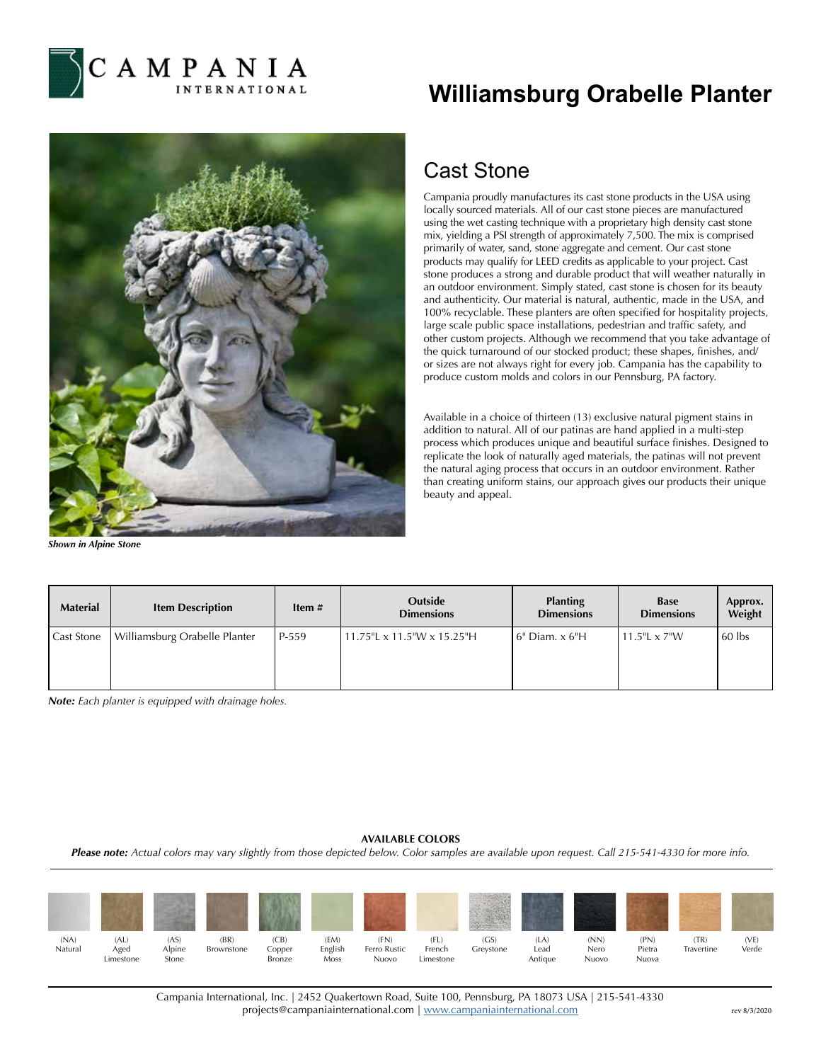CAMPANIA INTERNATIONAL

# Williamsburg Orabelle Planter

*Shown in Alpine Stone*

## Cast Stone

Campania proudly manufactures its cast stone products in the USA using locally sourced materials. All of our cast stone pieces are manufactured using the wet casting technique with a proprietary high density cast stone mix, yielding a PSI strength of approximately 7,500. The mix is comprised primarily of water, sand, stone aggregate and cement. Our cast stone products may qualify for LEED credits as applicable to your project. Cast stone produces a strong and durable product that will weather naturally in an outdoor environment. Simply stated, cast stone is chosen for its beauty and authenticity. Our material is natural, authentic, made in the USA, and 100% recyclable. These planters are often specified for hospitality projects, large scale public space installations, pedestrian and traffic safety, and other custom projects. Although we recommend that you take advantage of the quick turnaround of our stocked product; these shapes, finishes, and/or sizes are not always right for every job. Campania has the capability to produce custom molds and colors in our Pennsburg, PA factory.

Available in a choice of thirteen (13) exclusive natural pigment stains in addition to natural. All of our patinas are hand applied in a multi-step process which produces unique and beautiful surface finishes. Designed to replicate the look of naturally aged materials, the patinas will not prevent the natural aging process that occurs in an outdoor environment. Rather than creating uniform stains, our approach gives our products their unique beauty and appeal.

| Material | Item Description | Item # | Outside Dimensions | Planting Dimensions | Base Dimensions | Approx. Weight |
|---|---|---|---|---|---|---|
| Cast Stone | Williamsburg Orabelle Planter | P-559 | 11.75"L x 11.5"W x 15.25"H | 6" Diam. x 6"H | 11.5"L x 7"W | 60 lbs |

***Note:*** *Each planter is equipped with drainage holes.*

**AVAILABLE COLORS**

***Please note:*** *Actual colors may vary slightly from those depicted below. Color samples are available upon request. Call 215-541-4330 for more info.*

(NA) Natural | (AL) Aged Limestone | (AS) Alpine Stone | (BR) Brownstone | (CB) Copper Bronze | (EM) English Moss | (FN) Ferro Rustic Nuovo | (FL) French Limestone | (GS) Greystone | (LA) Lead Antique | (NN) Nero Nuovo | (PN) Pietra Nuova | (TR) Travertine | (VE) Verde

Campania International, Inc. | 2452 Quakertown Road, Suite 100, Pennsburg, PA 18073 USA | 215-541-4330
projects@campaniainternational.com | www.campaniainternational.com

rev 8/3/2020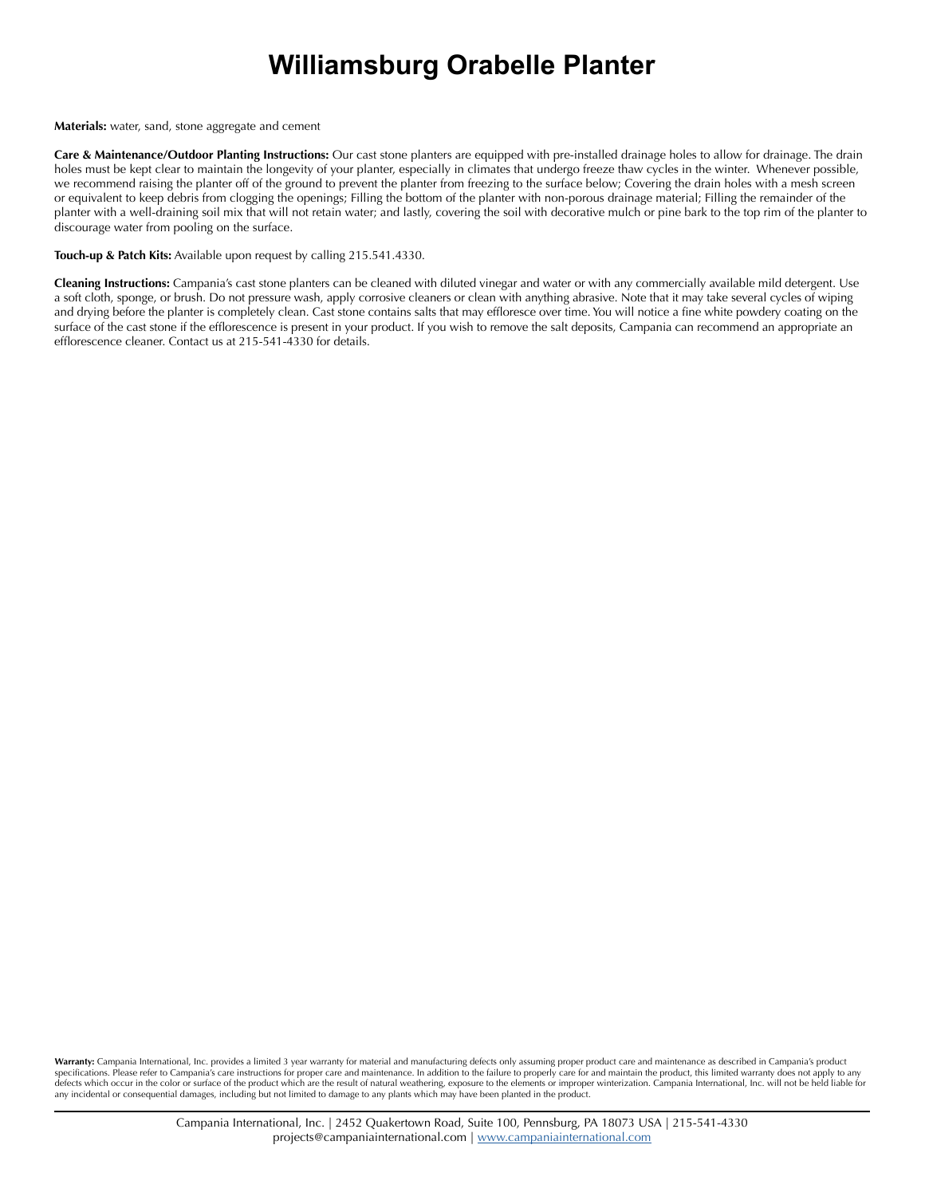# Williamsburg Orabelle Planter

**Materials:** water, sand, stone aggregate and cement

**Care & Maintenance/Outdoor Planting Instructions:** Our cast stone planters are equipped with pre-installed drainage holes to allow for drainage. The drain holes must be kept clear to maintain the longevity of your planter, especially in climates that undergo freeze thaw cycles in the winter. Whenever possible, we recommend raising the planter off of the ground to prevent the planter from freezing to the surface below; Covering the drain holes with a mesh screen or equivalent to keep debris from clogging the openings; Filling the bottom of the planter with non-porous drainage material; Filling the remainder of the planter with a well-draining soil mix that will not retain water; and lastly, covering the soil with decorative mulch or pine bark to the top rim of the planter to discourage water from pooling on the surface.

**Touch-up & Patch Kits:** Available upon request by calling 215.541.4330.

**Cleaning Instructions:** Campania's cast stone planters can be cleaned with diluted vinegar and water or with any commercially available mild detergent. Use a soft cloth, sponge, or brush. Do not pressure wash, apply corrosive cleaners or clean with anything abrasive. Note that it may take several cycles of wiping and drying before the planter is completely clean. Cast stone contains salts that may effloresce over time. You will notice a fine white powdery coating on the surface of the cast stone if the efflorescence is present in your product. If you wish to remove the salt deposits, Campania can recommend an appropriate an efflorescence cleaner. Contact us at 215-541-4330 for details.

**Warranty:** Campania International, Inc. provides a limited 3 year warranty for material and manufacturing defects only assuming proper product care and maintenance as described in Campania's product specifications. Please refer to Campania's care instructions for proper care and maintenance. In addition to the failure to properly care for and maintain the product, this limited warranty does not apply to any defects which occur in the color or surface of the product which are the result of natural weathering, exposure to the elements or improper winterization. Campania International, Inc. will not be held liable for any incidental or consequential damages, including but not limited to damage to any plants which may have been planted in the product.

Campania International, Inc. | 2452 Quakertown Road, Suite 100, Pennsburg, PA 18073 USA | 215-541-4330
projects@campaniainternational.com | www.campaniainternational.com